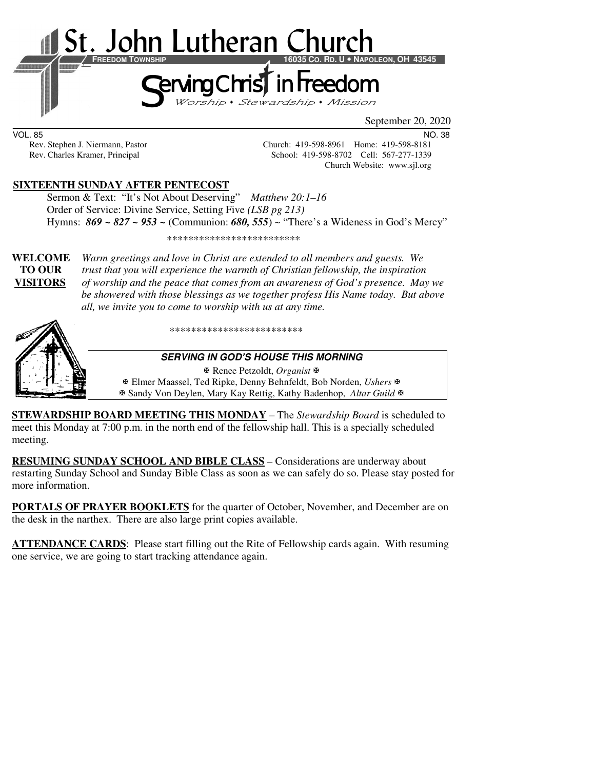# St. John Lutheran Church

**FREEDOM TOWNSHIP** **16035 CO. RD. U • NAPOLEON, OH 43545**

## Serving Christ in Freedom

*Worship • Stewardship • Mission*

September 20, 2020

VOL. 85 NO. 38

Rev. Stephen J. Niermann, Pastor Church: 419-598-8961 Home: 419-598-8181
Rev. Charles Kramer, Principal School: 419-598-8702 Cell: 567-277-1339
Church Website: www.sjl.org

**SIXTEENTH SUNDAY AFTER PENTECOST**

Sermon & Text: "It's Not About Deserving" *Matthew 20:1–16*
Order of Service: Divine Service, Setting Five *(LSB pg 213)*
Hymns: ***869 ~ 827 ~ 953 ~*** (Communion: ***680, 555***) ~ "There's a Wideness in God's Mercy"

*************************

**WELCOME TO OUR VISITORS** *Warm greetings and love in Christ are extended to all members and guests. We trust that you will experience the warmth of Christian fellowship, the inspiration of worship and the peace that comes from an awareness of God's presence. May we be showered with those blessings as we together profess His Name today. But above all, we invite you to come to worship with us at any time.*

*************************

***SERVING IN GOD'S HOUSE THIS MORNING***

✠ Renee Petzoldt, *Organist* ✠
✠ Elmer Maassel, Ted Ripke, Denny Behnfeldt, Bob Norden, *Ushers* ✠
✠ Sandy Von Deylen, Mary Kay Rettig, Kathy Badenhop, *Altar Guild* ✠

**STEWARDSHIP BOARD MEETING THIS MONDAY** – The *Stewardship Board* is scheduled to meet this Monday at 7:00 p.m. in the north end of the fellowship hall. This is a specially scheduled meeting.

**RESUMING SUNDAY SCHOOL AND BIBLE CLASS** – Considerations are underway about restarting Sunday School and Sunday Bible Class as soon as we can safely do so. Please stay posted for more information.

**PORTALS OF PRAYER BOOKLETS** for the quarter of October, November, and December are on the desk in the narthex. There are also large print copies available.

**ATTENDANCE CARDS**: Please start filling out the Rite of Fellowship cards again. With resuming one service, we are going to start tracking attendance again.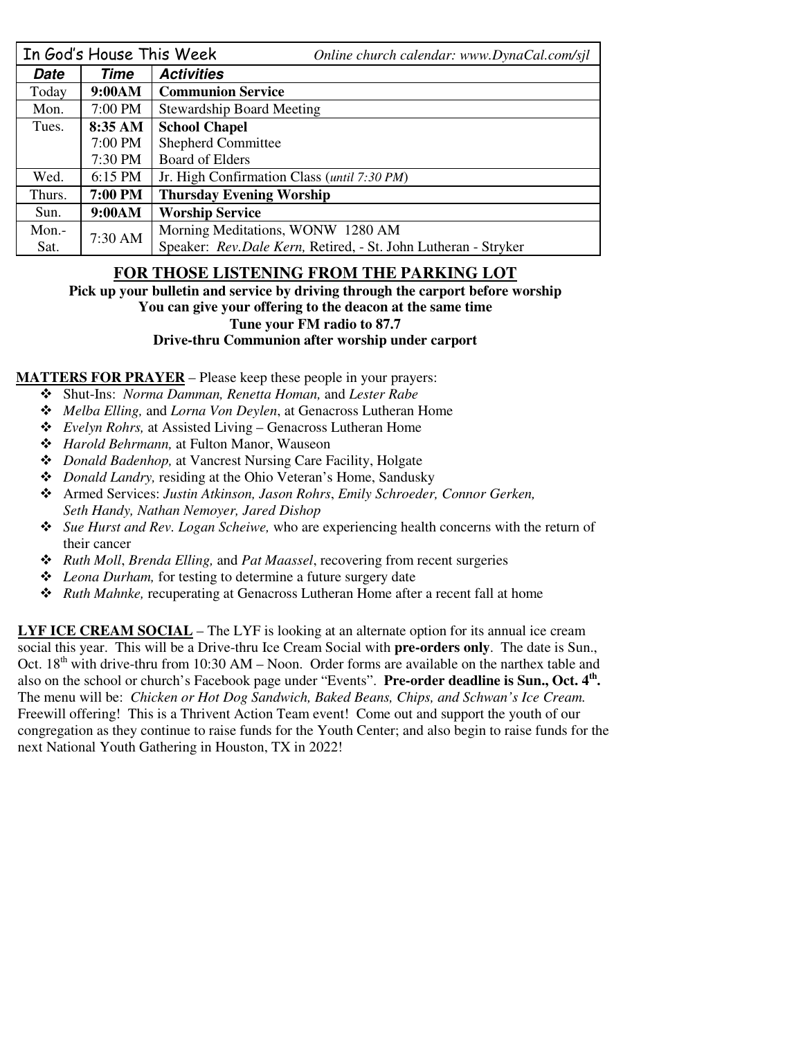| In God's House This Week | | *Online church calendar: www.DynaCal.com/sjl* |
|---|---|---|
| ***Date*** | ***Time*** | ***Activities*** |
| Today | **9:00AM** | **Communion Service** |
| Mon. | 7:00 PM | Stewardship Board Meeting |
| Tues. | **8:35 AM** | **School Chapel** |
| | 7:00 PM | Shepherd Committee |
| | 7:30 PM | Board of Elders |
| Wed. | 6:15 PM | Jr. High Confirmation Class (*until 7:30 PM*) |
| Thurs. | **7:00 PM** | **Thursday Evening Worship** |
| Sun. | **9:00AM** | **Worship Service** |
| Mon.-Sat. | 7:30 AM | Morning Meditations, WONW 1280 AM<br>Speaker: *Rev.Dale Kern,* Retired, - St. John Lutheran - Stryker |

## FOR THOSE LISTENING FROM THE PARKING LOT

**Pick up your bulletin and service by driving through the carport before worship**
**You can give your offering to the deacon at the same time**
**Tune your FM radio to 87.7**
**Drive-thru Communion after worship under carport**

**MATTERS FOR PRAYER** – Please keep these people in your prayers:

- Shut-Ins: *Norma Damman, Renetta Homan,* and *Lester Rabe*
- *Melba Elling,* and *Lorna Von Deylen*, at Genacross Lutheran Home
- *Evelyn Rohrs,* at Assisted Living – Genacross Lutheran Home
- *Harold Behrmann,* at Fulton Manor, Wauseon
- *Donald Badenhop,* at Vancrest Nursing Care Facility, Holgate
- *Donald Landry,* residing at the Ohio Veteran's Home, Sandusky
- Armed Services: *Justin Atkinson, Jason Rohrs*, *Emily Schroeder, Connor Gerken, Seth Handy, Nathan Nemoyer, Jared Dishop*
- *Sue Hurst and Rev. Logan Scheiwe,* who are experiencing health concerns with the return of their cancer
- *Ruth Moll*, *Brenda Elling,* and *Pat Maassel*, recovering from recent surgeries
- *Leona Durham,* for testing to determine a future surgery date
- *Ruth Mahnke,* recuperating at Genacross Lutheran Home after a recent fall at home

**LYF ICE CREAM SOCIAL** – The LYF is looking at an alternate option for its annual ice cream social this year. This will be a Drive-thru Ice Cream Social with **pre-orders only**. The date is Sun., Oct. 18th with drive-thru from 10:30 AM – Noon. Order forms are available on the narthex table and also on the school or church's Facebook page under "Events". **Pre-order deadline is Sun., Oct. 4th.** The menu will be: *Chicken or Hot Dog Sandwich, Baked Beans, Chips, and Schwan's Ice Cream.* Freewill offering! This is a Thrivent Action Team event! Come out and support the youth of our congregation as they continue to raise funds for the Youth Center; and also begin to raise funds for the next National Youth Gathering in Houston, TX in 2022!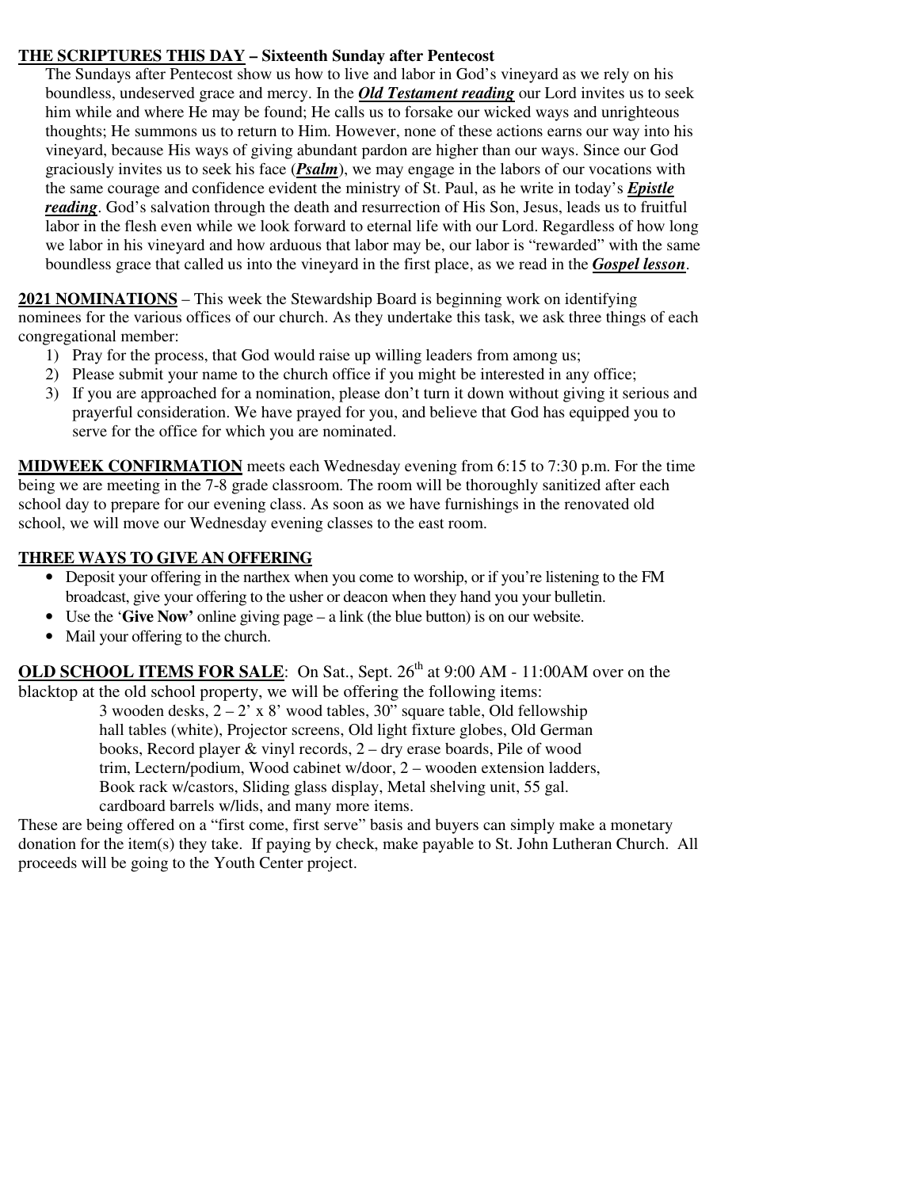**THE SCRIPTURES THIS DAY – Sixteenth Sunday after Pentecost**

The Sundays after Pentecost show us how to live and labor in God's vineyard as we rely on his boundless, undeserved grace and mercy. In the ***Old Testament reading*** our Lord invites us to seek him while and where He may be found; He calls us to forsake our wicked ways and unrighteous thoughts; He summons us to return to Him. However, none of these actions earns our way into his vineyard, because His ways of giving abundant pardon are higher than our ways. Since our God graciously invites us to seek his face (***Psalm***), we may engage in the labors of our vocations with the same courage and confidence evident the ministry of St. Paul, as he write in today's ***Epistle reading***. God's salvation through the death and resurrection of His Son, Jesus, leads us to fruitful labor in the flesh even while we look forward to eternal life with our Lord. Regardless of how long we labor in his vineyard and how arduous that labor may be, our labor is "rewarded" with the same boundless grace that called us into the vineyard in the first place, as we read in the ***Gospel lesson***.

**2021 NOMINATIONS** – This week the Stewardship Board is beginning work on identifying nominees for the various offices of our church. As they undertake this task, we ask three things of each congregational member:

1) Pray for the process, that God would raise up willing leaders from among us;
2) Please submit your name to the church office if you might be interested in any office;
3) If you are approached for a nomination, please don't turn it down without giving it serious and prayerful consideration. We have prayed for you, and believe that God has equipped you to serve for the office for which you are nominated.

**MIDWEEK CONFIRMATION** meets each Wednesday evening from 6:15 to 7:30 p.m. For the time being we are meeting in the 7-8 grade classroom. The room will be thoroughly sanitized after each school day to prepare for our evening class. As soon as we have furnishings in the renovated old school, we will move our Wednesday evening classes to the east room.

**THREE WAYS TO GIVE AN OFFERING**

- Deposit your offering in the narthex when you come to worship, or if you're listening to the FM broadcast, give your offering to the usher or deacon when they hand you your bulletin.
- Use the '**Give Now'** online giving page – a link (the blue button) is on our website.
- Mail your offering to the church.

**OLD SCHOOL ITEMS FOR SALE**: On Sat., Sept. 26th at 9:00 AM - 11:00AM over on the blacktop at the old school property, we will be offering the following items:

3 wooden desks, 2 – 2' x 8' wood tables, 30" square table, Old fellowship hall tables (white), Projector screens, Old light fixture globes, Old German books, Record player & vinyl records, 2 – dry erase boards, Pile of wood trim, Lectern/podium, Wood cabinet w/door, 2 – wooden extension ladders, Book rack w/castors, Sliding glass display, Metal shelving unit, 55 gal. cardboard barrels w/lids, and many more items.

These are being offered on a "first come, first serve" basis and buyers can simply make a monetary donation for the item(s) they take. If paying by check, make payable to St. John Lutheran Church. All proceeds will be going to the Youth Center project.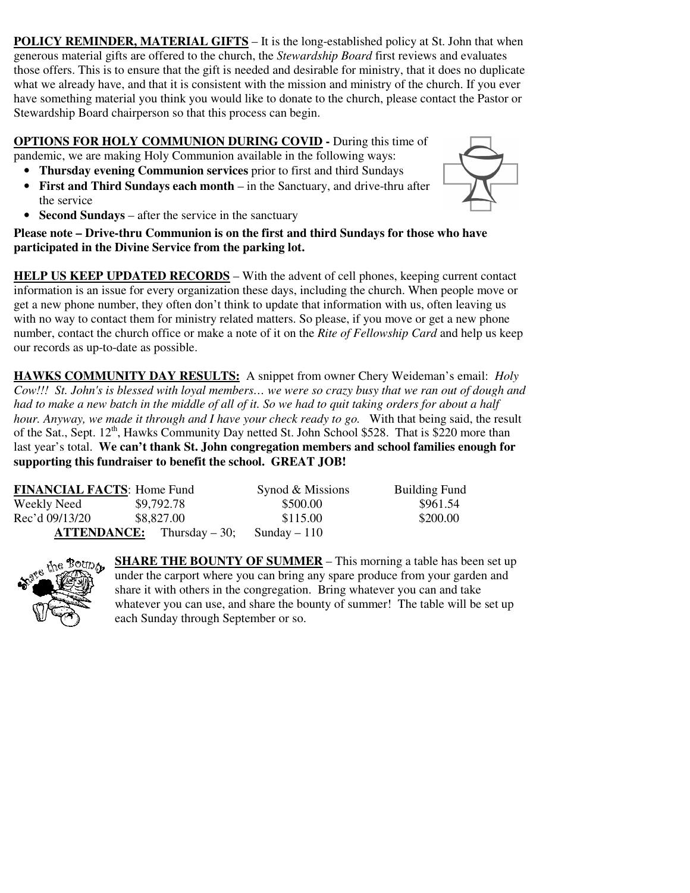**POLICY REMINDER, MATERIAL GIFTS** – It is the long-established policy at St. John that when generous material gifts are offered to the church, the *Stewardship Board* first reviews and evaluates those offers. This is to ensure that the gift is needed and desirable for ministry, that it does no duplicate what we already have, and that it is consistent with the mission and ministry of the church. If you ever have something material you think you would like to donate to the church, please contact the Pastor or Stewardship Board chairperson so that this process can begin.

**OPTIONS FOR HOLY COMMUNION DURING COVID -** During this time of pandemic, we are making Holy Communion available in the following ways:

- **Thursday evening Communion services** prior to first and third Sundays
- **First and Third Sundays each month** – in the Sanctuary, and drive-thru after the service
- **Second Sundays** – after the service in the sanctuary

**Please note – Drive-thru Communion is on the first and third Sundays for those who have participated in the Divine Service from the parking lot.**

**HELP US KEEP UPDATED RECORDS** – With the advent of cell phones, keeping current contact information is an issue for every organization these days, including the church. When people move or get a new phone number, they often don't think to update that information with us, often leaving us with no way to contact them for ministry related matters. So please, if you move or get a new phone number, contact the church office or make a note of it on the *Rite of Fellowship Card* and help us keep our records as up-to-date as possible.

**HAWKS COMMUNITY DAY RESULTS:** A snippet from owner Chery Weideman's email: *Holy Cow!!! St. John's is blessed with loyal members… we were so crazy busy that we ran out of dough and had to make a new batch in the middle of all of it. So we had to quit taking orders for about a half hour. Anyway, we made it through and I have your check ready to go.* With that being said, the result of the Sat., Sept. 12th, Hawks Community Day netted St. John School $528. That is $220 more than last year's total. **We can't thank St. John congregation members and school families enough for supporting this fundraiser to benefit the school. GREAT JOB!**

| **FINANCIAL FACTS**: | Home Fund | Synod & Missions | Building Fund |
|---|---|---|---|
| Weekly Need | $9,792.78 | $500.00 | $961.54 |
| Rec'd 09/13/20 | $8,827.00 | $115.00 | $200.00 |

**ATTENDANCE:** Thursday – 30; Sunday – 110

**SHARE THE BOUNTY OF SUMMER** – This morning a table has been set up under the carport where you can bring any spare produce from your garden and share it with others in the congregation. Bring whatever you can and take whatever you can use, and share the bounty of summer! The table will be set up each Sunday through September or so.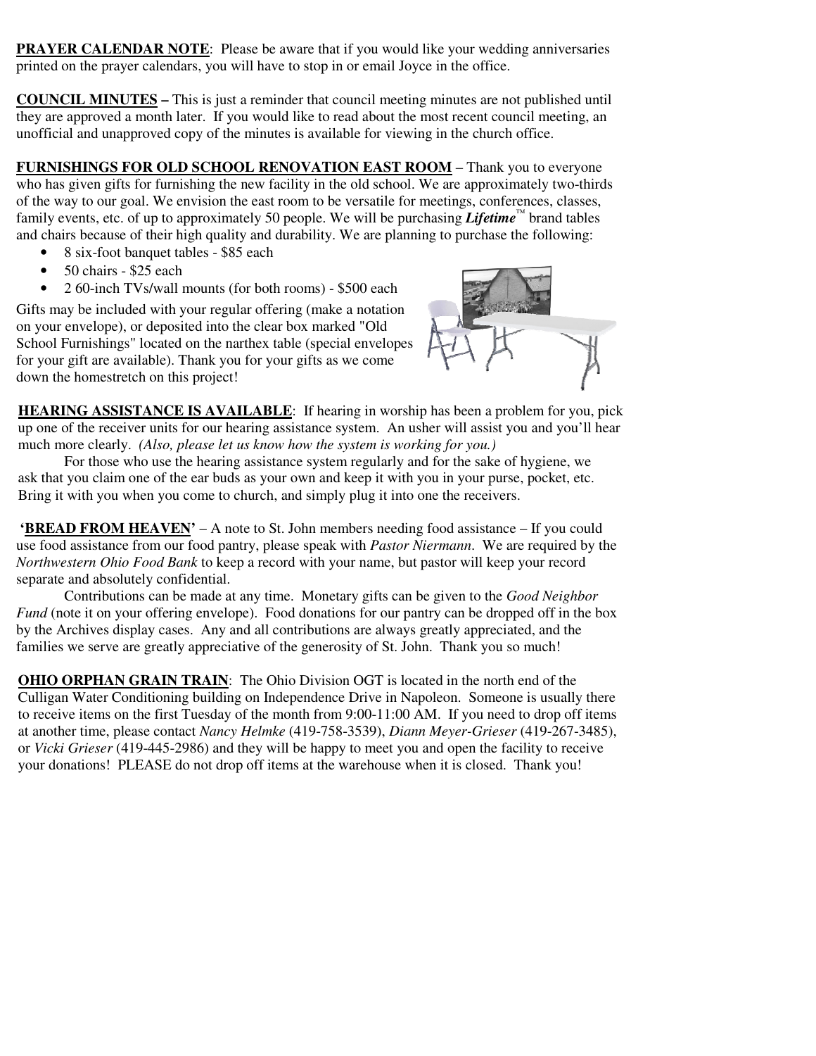**PRAYER CALENDAR NOTE**: Please be aware that if you would like your wedding anniversaries printed on the prayer calendars, you will have to stop in or email Joyce in the office.

**COUNCIL MINUTES –** This is just a reminder that council meeting minutes are not published until they are approved a month later. If you would like to read about the most recent council meeting, an unofficial and unapproved copy of the minutes is available for viewing in the church office.

**FURNISHINGS FOR OLD SCHOOL RENOVATION EAST ROOM** – Thank you to everyone who has given gifts for furnishing the new facility in the old school. We are approximately two-thirds of the way to our goal. We envision the east room to be versatile for meetings, conferences, classes, family events, etc. of up to approximately 50 people. We will be purchasing ***Lifetime***™ brand tables and chairs because of their high quality and durability. We are planning to purchase the following:

- 8 six-foot banquet tables - $85 each
- 50 chairs - $25 each
- 2 60-inch TVs/wall mounts (for both rooms) - $500 each

Gifts may be included with your regular offering (make a notation on your envelope), or deposited into the clear box marked "Old School Furnishings" located on the narthex table (special envelopes for your gift are available). Thank you for your gifts as we come down the homestretch on this project!

**HEARING ASSISTANCE IS AVAILABLE**: If hearing in worship has been a problem for you, pick up one of the receiver units for our hearing assistance system. An usher will assist you and you'll hear much more clearly. *(Also, please let us know how the system is working for you.)*

For those who use the hearing assistance system regularly and for the sake of hygiene, we ask that you claim one of the ear buds as your own and keep it with you in your purse, pocket, etc. Bring it with you when you come to church, and simply plug it into one the receivers.

**'BREAD FROM HEAVEN'** – A note to St. John members needing food assistance – If you could use food assistance from our food pantry, please speak with *Pastor Niermann*. We are required by the *Northwestern Ohio Food Bank* to keep a record with your name, but pastor will keep your record separate and absolutely confidential.

Contributions can be made at any time. Monetary gifts can be given to the *Good Neighbor Fund* (note it on your offering envelope). Food donations for our pantry can be dropped off in the box by the Archives display cases. Any and all contributions are always greatly appreciated, and the families we serve are greatly appreciative of the generosity of St. John. Thank you so much!

**OHIO ORPHAN GRAIN TRAIN**: The Ohio Division OGT is located in the north end of the Culligan Water Conditioning building on Independence Drive in Napoleon. Someone is usually there to receive items on the first Tuesday of the month from 9:00-11:00 AM. If you need to drop off items at another time, please contact *Nancy Helmke* (419-758-3539), *Diann Meyer-Grieser* (419-267-3485), or *Vicki Grieser* (419-445-2986) and they will be happy to meet you and open the facility to receive your donations! PLEASE do not drop off items at the warehouse when it is closed. Thank you!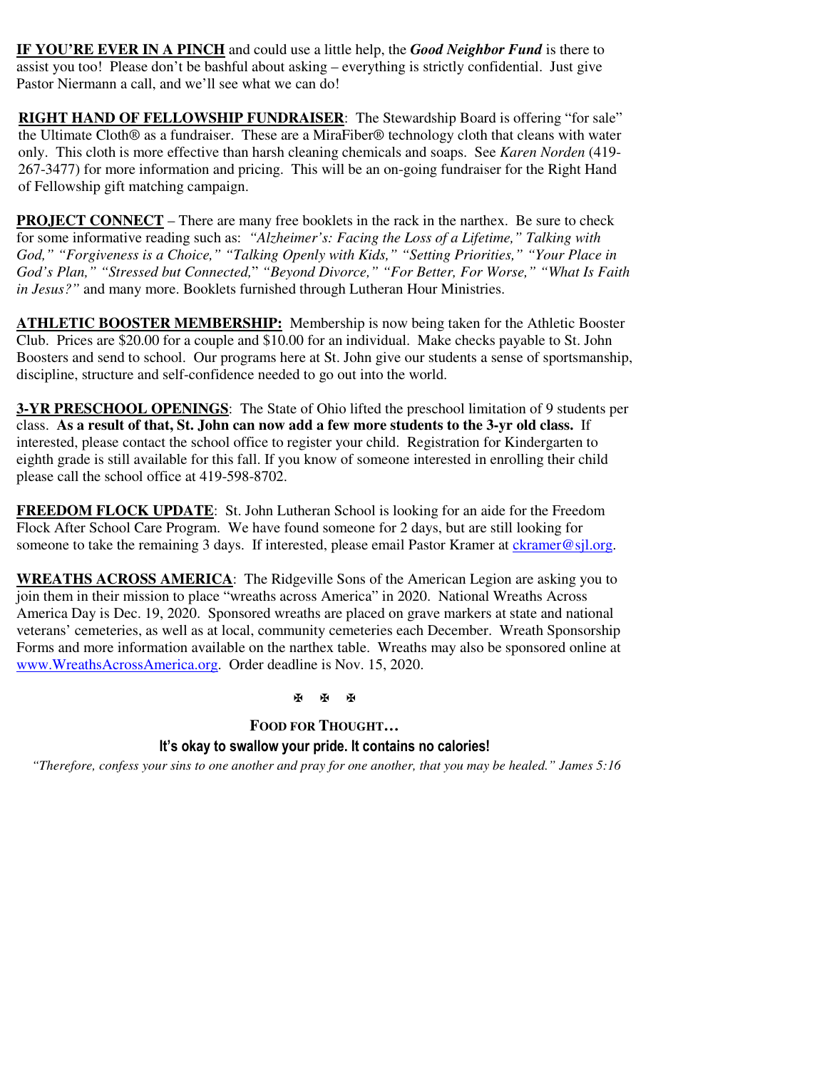**<u>IF YOU'RE EVER IN A PINCH</u>** and could use a little help, the ***Good Neighbor Fund*** is there to assist you too! Please don't be bashful about asking – everything is strictly confidential. Just give Pastor Niermann a call, and we'll see what we can do!

**<u>RIGHT HAND OF FELLOWSHIP FUNDRAISER</u>**: The Stewardship Board is offering "for sale" the Ultimate Cloth® as a fundraiser. These are a MiraFiber® technology cloth that cleans with water only. This cloth is more effective than harsh cleaning chemicals and soaps. See *Karen Norden* (419-267-3477) for more information and pricing. This will be an on-going fundraiser for the Right Hand of Fellowship gift matching campaign.

**<u>PROJECT CONNECT</u>** – There are many free booklets in the rack in the narthex. Be sure to check for some informative reading such as: *"Alzheimer's: Facing the Loss of a Lifetime," Talking with God," "Forgiveness is a Choice," "Talking Openly with Kids," "Setting Priorities," "Your Place in God's Plan," "Stressed but Connected," "Beyond Divorce," "For Better, For Worse," "What Is Faith in Jesus?"* and many more. Booklets furnished through Lutheran Hour Ministries.

**<u>ATHLETIC BOOSTER MEMBERSHIP:</u>** Membership is now being taken for the Athletic Booster Club. Prices are $20.00 for a couple and $10.00 for an individual. Make checks payable to St. John Boosters and send to school. Our programs here at St. John give our students a sense of sportsmanship, discipline, structure and self-confidence needed to go out into the world.

**<u>3-YR PRESCHOOL OPENINGS</u>**: The State of Ohio lifted the preschool limitation of 9 students per class. **As a result of that, St. John can now add a few more students to the 3-yr old class.** If interested, please contact the school office to register your child. Registration for Kindergarten to eighth grade is still available for this fall. If you know of someone interested in enrolling their child please call the school office at 419-598-8702.

**<u>FREEDOM FLOCK UPDATE</u>**: St. John Lutheran School is looking for an aide for the Freedom Flock After School Care Program. We have found someone for 2 days, but are still looking for someone to take the remaining 3 days. If interested, please email Pastor Kramer at ckramer@sjl.org.

**<u>WREATHS ACROSS AMERICA</u>**: The Ridgeville Sons of the American Legion are asking you to join them in their mission to place "wreaths across America" in 2020. National Wreaths Across America Day is Dec. 19, 2020. Sponsored wreaths are placed on grave markers at state and national veterans' cemeteries, as well as at local, community cemeteries each December. Wreath Sponsorship Forms and more information available on the narthex table. Wreaths may also be sponsored online at www.WreathsAcrossAmerica.org. Order deadline is Nov. 15, 2020.

✠ ✠ ✠

**FOOD FOR THOUGHT…**

**It's okay to swallow your pride. It contains no calories!**

*"Therefore, confess your sins to one another and pray for one another, that you may be healed." James 5:16*